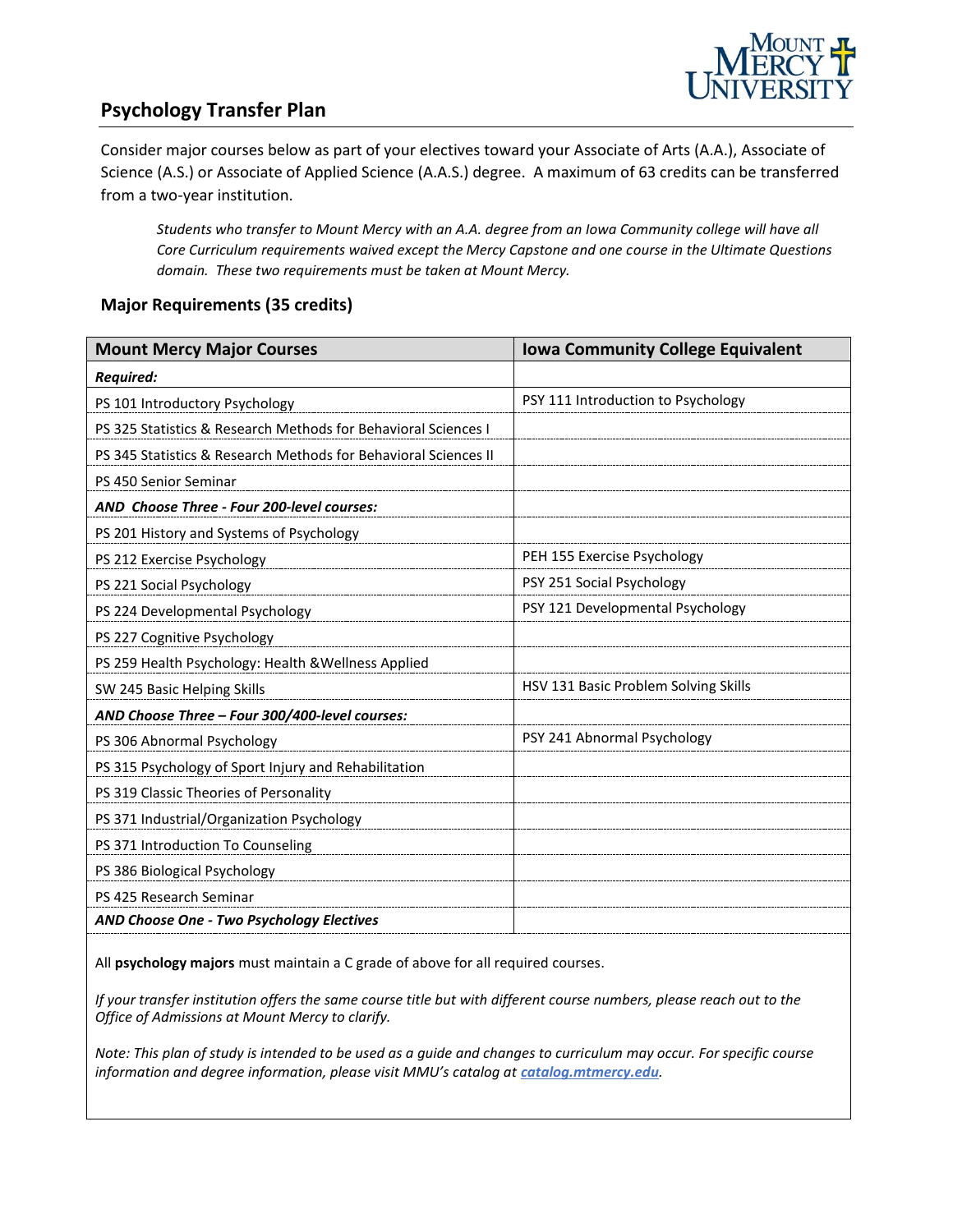# Psychology Transfer Plan

Consider major courses below as part of your electives toward your Associate of Arts (A.A.), Associate of Science (A.S.) or Associate of Applied Science (A.A.S.) degree. A maximum of 63 credits can be transferred from a two-year institution.

> *Students who transfer to Mount Mercy with an A.A. degree from an Iowa Community college will have all Core Curriculum requirements waived except the Mercy Capstone and one course in the Ultimate Questions domain. These two requirements must be taken at Mount Mercy.*

## Major Requirements (35 credits)

| Mount Mercy Major Courses | Iowa Community College Equivalent |
|---|---|
| ***Required:*** | |
| PS 101 Introductory Psychology | PSY 111 Introduction to Psychology |
| PS 325 Statistics & Research Methods for Behavioral Sciences I | |
| PS 345 Statistics & Research Methods for Behavioral Sciences II | |
| PS 450 Senior Seminar | |
| ***AND Choose Three - Four 200-level courses:*** | |
| PS 201 History and Systems of Psychology | |
| PS 212 Exercise Psychology | PEH 155 Exercise Psychology |
| PS 221 Social Psychology | PSY 251 Social Psychology |
| PS 224 Developmental Psychology | PSY 121 Developmental Psychology |
| PS 227 Cognitive Psychology | |
| PS 259 Health Psychology: Health &Wellness Applied | |
| SW 245 Basic Helping Skills | HSV 131 Basic Problem Solving Skills |
| ***AND Choose Three – Four 300/400-level courses:*** | |
| PS 306 Abnormal Psychology | PSY 241 Abnormal Psychology |
| PS 315 Psychology of Sport Injury and Rehabilitation | |
| PS 319 Classic Theories of Personality | |
| PS 371 Industrial/Organization Psychology | |
| PS 371 Introduction To Counseling | |
| PS 386 Biological Psychology | |
| PS 425 Research Seminar | |
| ***AND Choose One - Two Psychology Electives*** | |

All **psychology majors** must maintain a C grade of above for all required courses.

*If your transfer institution offers the same course title but with different course numbers, please reach out to the Office of Admissions at Mount Mercy to clarify.*

*Note: This plan of study is intended to be used as a guide and changes to curriculum may occur. For specific course information and degree information, please visit MMU's catalog at* ***[catalog.mtmercy.edu](catalog.mtmercy.edu)****.*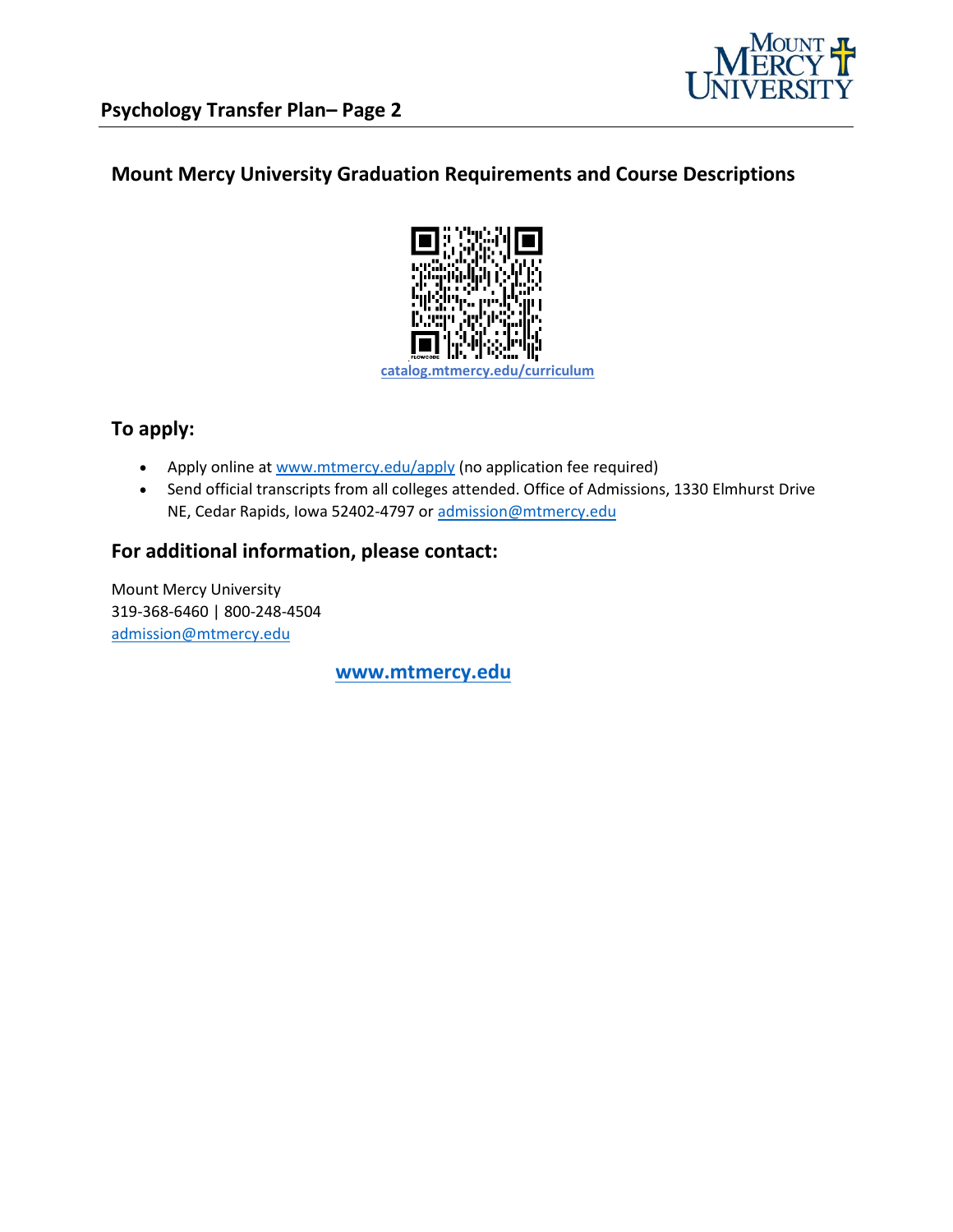## Mount Mercy University Graduation Requirements and Course Descriptions

catalog.mtmercy.edu/curriculum

## To apply:

- Apply online at www.mtmercy.edu/apply (no application fee required)
- Send official transcripts from all colleges attended. Office of Admissions, 1330 Elmhurst Drive NE, Cedar Rapids, Iowa 52402-4797 or admission@mtmercy.edu

## For additional information, please contact:

Mount Mercy University
319-368-6460 | 800-248-4504
admission@mtmercy.edu

**www.mtmercy.edu**